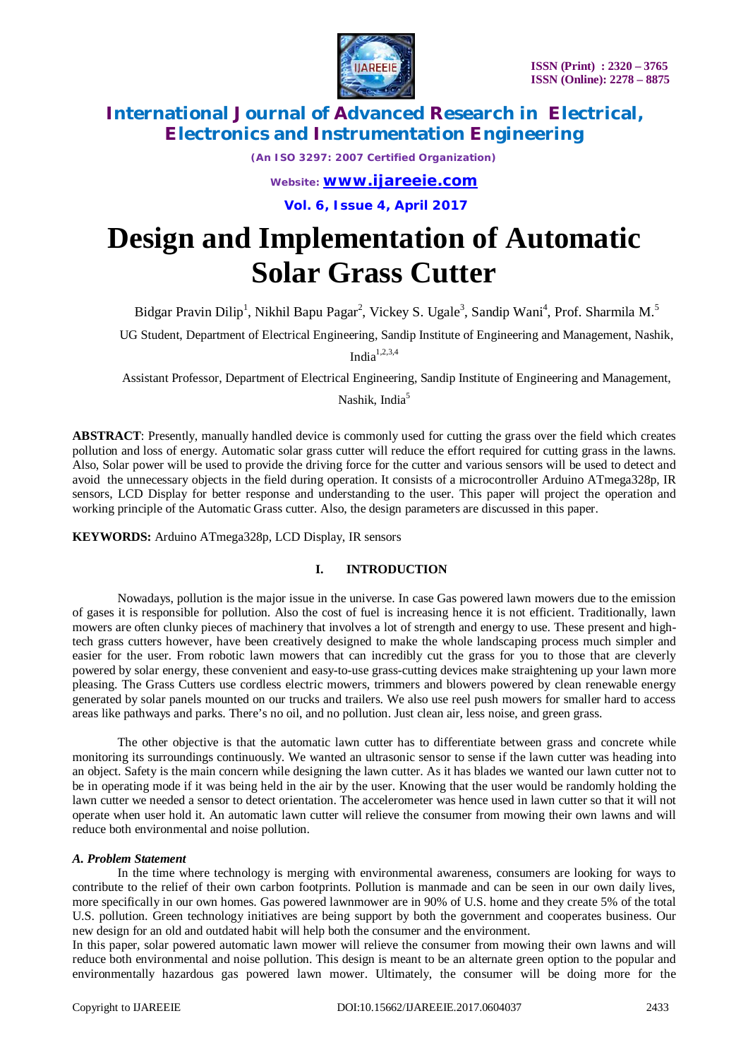# Design and Implementation of Automatic Solar Grass Cutter

Bidgar Pravin Dilip[1], Nikhil Bapu Pagar[2], Vickey S. Ugale[3], Sandip Wani[4], Prof. Sharmila M.[5]

UG Student, Department of Electrical Engineering, Sandip Institute of Engineering and Management, Nashik, India[1,2,3,4]

Assistant Professor, Department of Electrical Engineering, Sandip Institute of Engineering and Management, Nashik, India[5]

**ABSTRACT**: Presently, manually handled device is commonly used for cutting the grass over the field which creates pollution and loss of energy. Automatic solar grass cutter will reduce the effort required for cutting grass in the lawns. Also, Solar power will be used to provide the driving force for the cutter and various sensors will be used to detect and avoid the unnecessary objects in the field during operation. It consists of a microcontroller Arduino ATmega328p, IR sensors, LCD Display for better response and understanding to the user. This paper will project the operation and working principle of the Automatic Grass cutter. Also, the design parameters are discussed in this paper.

**KEYWORDS:** Arduino ATmega328p, LCD Display, IR sensors

## I. INTRODUCTION

Nowadays, pollution is the major issue in the universe. In case Gas powered lawn mowers due to the emission of gases it is responsible for pollution. Also the cost of fuel is increasing hence it is not efficient. Traditionally, lawn mowers are often clunky pieces of machinery that involves a lot of strength and energy to use. These present and high-tech grass cutters however, have been creatively designed to make the whole landscaping process much simpler and easier for the user. From robotic lawn mowers that can incredibly cut the grass for you to those that are cleverly powered by solar energy, these convenient and easy-to-use grass-cutting devices make straightening up your lawn more pleasing. The Grass Cutters use cordless electric mowers, trimmers and blowers powered by clean renewable energy generated by solar panels mounted on our trucks and trailers. We also use reel push mowers for smaller hard to access areas like pathways and parks. There's no oil, and no pollution. Just clean air, less noise, and green grass.

The other objective is that the automatic lawn cutter has to differentiate between grass and concrete while monitoring its surroundings continuously. We wanted an ultrasonic sensor to sense if the lawn cutter was heading into an object. Safety is the main concern while designing the lawn cutter. As it has blades we wanted our lawn cutter not to be in operating mode if it was being held in the air by the user. Knowing that the user would be randomly holding the lawn cutter we needed a sensor to detect orientation. The accelerometer was hence used in lawn cutter so that it will not operate when user hold it. An automatic lawn cutter will relieve the consumer from mowing their own lawns and will reduce both environmental and noise pollution.

### *A. Problem Statement*

In the time where technology is merging with environmental awareness, consumers are looking for ways to contribute to the relief of their own carbon footprints. Pollution is manmade and can be seen in our own daily lives, more specifically in our own homes. Gas powered lawnmower are in 90% of U.S. home and they create 5% of the total U.S. pollution. Green technology initiatives are being support by both the government and cooperates business. Our new design for an old and outdated habit will help both the consumer and the environment.

In this paper, solar powered automatic lawn mower will relieve the consumer from mowing their own lawns and will reduce both environmental and noise pollution. This design is meant to be an alternate green option to the popular and environmentally hazardous gas powered lawn mower. Ultimately, the consumer will be doing more for the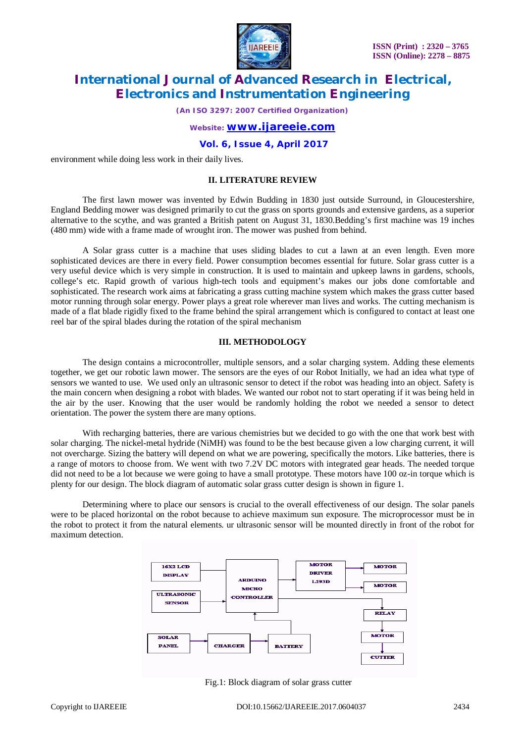environment while doing less work in their daily lives.

## II. LITERATURE REVIEW

The first lawn mower was invented by Edwin Budding in 1830 just outside Surround, in Gloucestershire, England Bedding mower was designed primarily to cut the grass on sports grounds and extensive gardens, as a superior alternative to the scythe, and was granted a British patent on August 31, 1830.Bedding's first machine was 19 inches (480 mm) wide with a frame made of wrought iron. The mower was pushed from behind.

A Solar grass cutter is a machine that uses sliding blades to cut a lawn at an even length. Even more sophisticated devices are there in every field. Power consumption becomes essential for future. Solar grass cutter is a very useful device which is very simple in construction. It is used to maintain and upkeep lawns in gardens, schools, college's etc. Rapid growth of various high-tech tools and equipment's makes our jobs done comfortable and sophisticated. The research work aims at fabricating a grass cutting machine system which makes the grass cutter based motor running through solar energy. Power plays a great role wherever man lives and works. The cutting mechanism is made of a flat blade rigidly fixed to the frame behind the spiral arrangement which is configured to contact at least one reel bar of the spiral blades during the rotation of the spiral mechanism

## III. METHODOLOGY

The design contains a microcontroller, multiple sensors, and a solar charging system. Adding these elements together, we get our robotic lawn mower. The sensors are the eyes of our Robot Initially, we had an idea what type of sensors we wanted to use. We used only an ultrasonic sensor to detect if the robot was heading into an object. Safety is the main concern when designing a robot with blades. We wanted our robot not to start operating if it was being held in the air by the user. Knowing that the user would be randomly holding the robot we needed a sensor to detect orientation. The power the system there are many options.

With recharging batteries, there are various chemistries but we decided to go with the one that work best with solar charging. The nickel-metal hydride (NiMH) was found to be the best because given a low charging current, it will not overcharge. Sizing the battery will depend on what we are powering, specifically the motors. Like batteries, there is a range of motors to choose from. We went with two 7.2V DC motors with integrated gear heads. The needed torque did not need to be a lot because we were going to have a small prototype. These motors have 100 oz-in torque which is plenty for our design. The block diagram of automatic solar grass cutter design is shown in figure 1.

Determining where to place our sensors is crucial to the overall effectiveness of our design. The solar panels were to be placed horizontal on the robot because to achieve maximum sun exposure. The microprocessor must be in the robot to protect it from the natural elements. ur ultrasonic sensor will be mounted directly in front of the robot for maximum detection.

Fig.1: Block diagram of solar grass cutter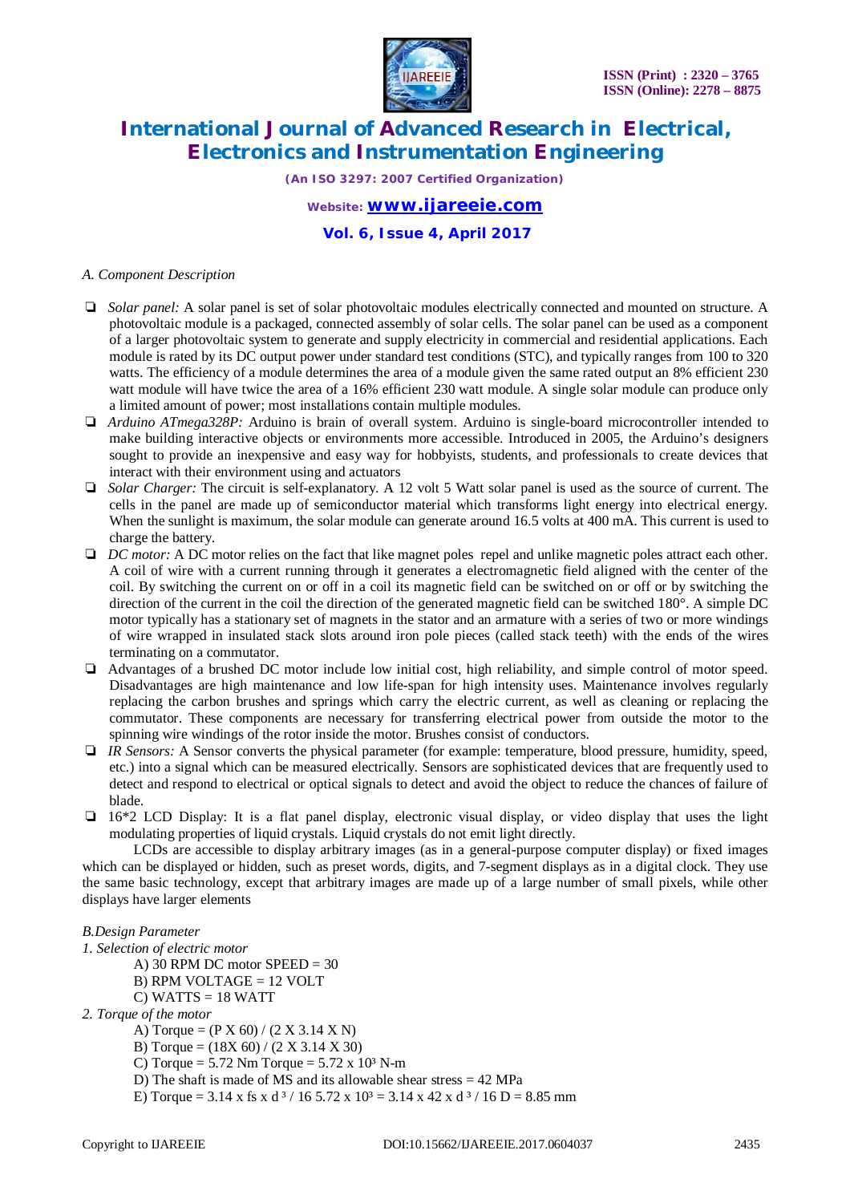*A. Component Description*

- *Solar panel:* A solar panel is set of solar photovoltaic modules electrically connected and mounted on structure. A photovoltaic module is a packaged, connected assembly of solar cells. The solar panel can be used as a component of a larger photovoltaic system to generate and supply electricity in commercial and residential applications. Each module is rated by its DC output power under standard test conditions (STC), and typically ranges from 100 to 320 watts. The efficiency of a module determines the area of a module given the same rated output an 8% efficient 230 watt module will have twice the area of a 16% efficient 230 watt module. A single solar module can produce only a limited amount of power; most installations contain multiple modules.
- *Arduino ATmega328P:* Arduino is brain of overall system. Arduino is single-board microcontroller intended to make building interactive objects or environments more accessible. Introduced in 2005, the Arduino's designers sought to provide an inexpensive and easy way for hobbyists, students, and professionals to create devices that interact with their environment using and actuators
- *Solar Charger:* The circuit is self-explanatory. A 12 volt 5 Watt solar panel is used as the source of current. The cells in the panel are made up of semiconductor material which transforms light energy into electrical energy. When the sunlight is maximum, the solar module can generate around 16.5 volts at 400 mA. This current is used to charge the battery.
- *DC motor:* A DC motor relies on the fact that like magnet poles repel and unlike magnetic poles attract each other. A coil of wire with a current running through it generates a electromagnetic field aligned with the center of the coil. By switching the current on or off in a coil its magnetic field can be switched on or off or by switching the direction of the current in the coil the direction of the generated magnetic field can be switched 180°. A simple DC motor typically has a stationary set of magnets in the stator and an armature with a series of two or more windings of wire wrapped in insulated stack slots around iron pole pieces (called stack teeth) with the ends of the wires terminating on a commutator.
- Advantages of a brushed DC motor include low initial cost, high reliability, and simple control of motor speed. Disadvantages are high maintenance and low life-span for high intensity uses. Maintenance involves regularly replacing the carbon brushes and springs which carry the electric current, as well as cleaning or replacing the commutator. These components are necessary for transferring electrical power from outside the motor to the spinning wire windings of the rotor inside the motor. Brushes consist of conductors.
- *IR Sensors:* A Sensor converts the physical parameter (for example: temperature, blood pressure, humidity, speed, etc.) into a signal which can be measured electrically. Sensors are sophisticated devices that are frequently used to detect and respond to electrical or optical signals to detect and avoid the object to reduce the chances of failure of blade.
- 16*2 LCD Display: It is a flat panel display, electronic visual display, or video display that uses the light modulating properties of liquid crystals. Liquid crystals do not emit light directly.

LCDs are accessible to display arbitrary images (as in a general-purpose computer display) or fixed images which can be displayed or hidden, such as preset words, digits, and 7-segment displays as in a digital clock. They use the same basic technology, except that arbitrary images are made up of a large number of small pixels, while other displays have larger elements

*B.Design Parameter*

*1. Selection of electric motor*

A) 30 RPM DC motor SPEED = 30
B) RPM VOLTAGE = 12 VOLT
C) WATTS = 18 WATT

*2. Torque of the motor*

A) Torque = $(P \times 60) / (2 \times 3.14 \times N)$
B) Torque = $(18 \times 60) / (2 \times 3.14 \times 30)$
C) Torque = 5.72 Nm Torque = $5.72 \times 10^3$ N-m
D) The shaft is made of MS and its allowable shear stress = 42 MPa
E) Torque = $3.14 \times fs \times d^3 / 16$ $5.72 \times 10^3 = 3.14 \times 42 \times d^3 / 16$ D = 8.85 mm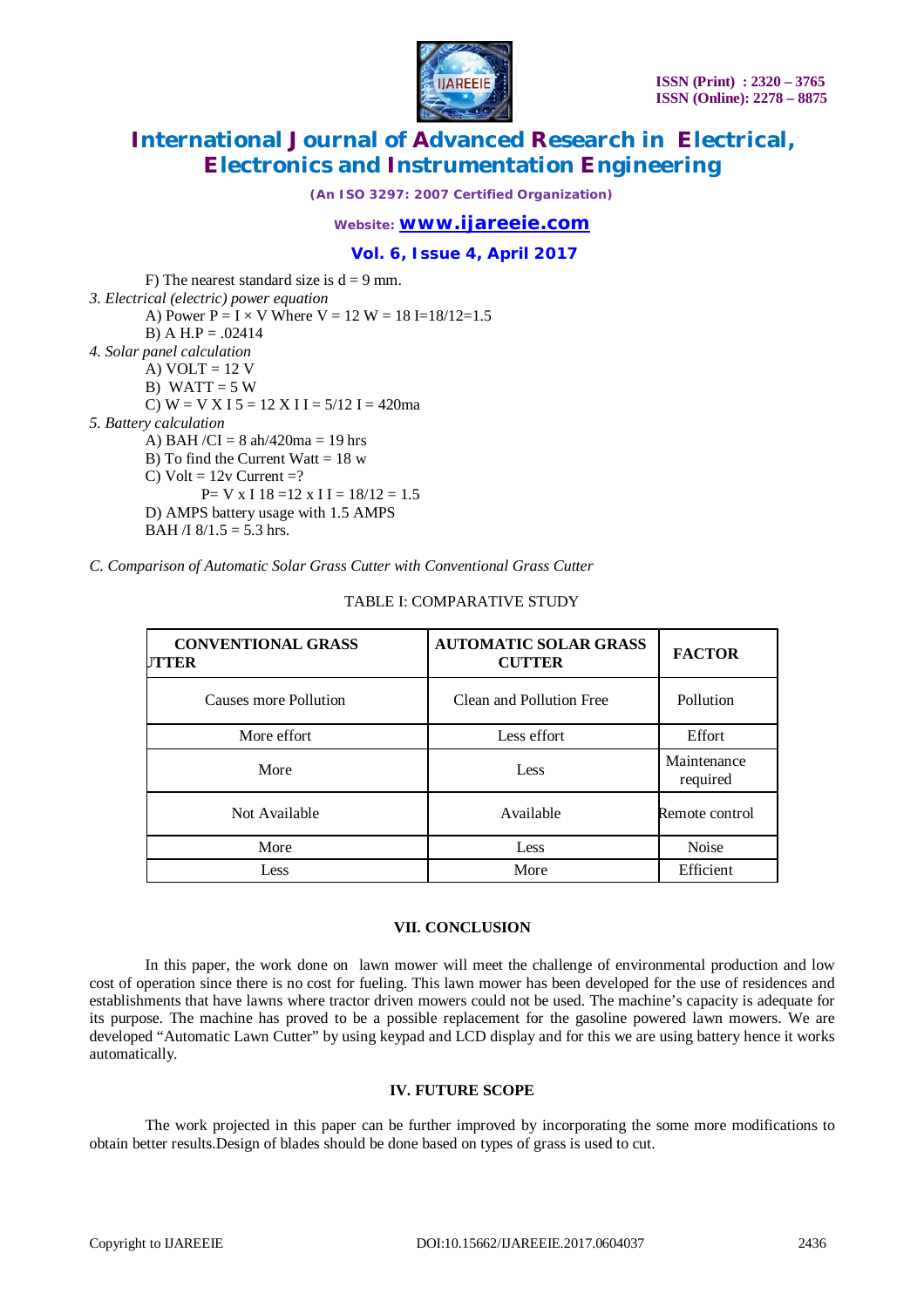F) The nearest standard size is d = 9 mm.

*3. Electrical (electric) power equation*

A) Power P = I × V Where V = 12 W = 18 I=18/12=1.5

B) A H.P = .02414

*4. Solar panel calculation*

A) VOLT = 12 V

B) WATT = 5 W

C) W = V X I 5 = 12 X I I = 5/12 I = 420ma

*5. Battery calculation*

A) BAH /CI = 8 ah/420ma = 19 hrs

B) To find the Current Watt = 18 w

C) Volt = 12v Current =?

P= V x I 18 =12 x I I = 18/12 = 1.5

D) AMPS battery usage with 1.5 AMPS

BAH /I 8/1.5 = 5.3 hrs.

*C. Comparison of Automatic Solar Grass Cutter with Conventional Grass Cutter*

TABLE I: COMPARATIVE STUDY

| CONVENTIONAL GRASS UTTER | AUTOMATIC SOLAR GRASS CUTTER | FACTOR |
|---|---|---|
| Causes more Pollution | Clean and Pollution Free | Pollution |
| More effort | Less effort | Effort |
| More | Less | Maintenance required |
| Not Available | Available | Remote control |
| More | Less | Noise |
| Less | More | Efficient |

## VII. CONCLUSION

In this paper, the work done on lawn mower will meet the challenge of environmental production and low cost of operation since there is no cost for fueling. This lawn mower has been developed for the use of residences and establishments that have lawns where tractor driven mowers could not be used. The machine's capacity is adequate for its purpose. The machine has proved to be a possible replacement for the gasoline powered lawn mowers. We are developed "Automatic Lawn Cutter" by using keypad and LCD display and for this we are using battery hence it works automatically.

## IV. FUTURE SCOPE

The work projected in this paper can be further improved by incorporating the some more modifications to obtain better results.Design of blades should be done based on types of grass is used to cut.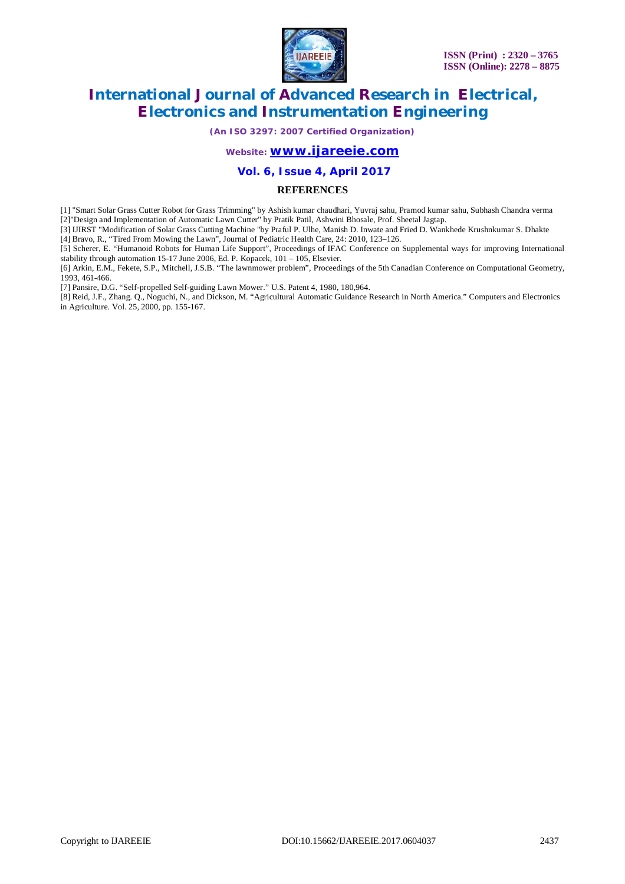## REFERENCES

[1] "Smart Solar Grass Cutter Robot for Grass Trimming" by Ashish kumar chaudhari, Yuvraj sahu, Pramod kumar sahu, Subhash Chandra verma

[2]"Design and Implementation of Automatic Lawn Cutter" by Pratik Patil, Ashwini Bhosale, Prof. Sheetal Jagtap.

[3] IJIRST "Modification of Solar Grass Cutting Machine "by Praful P. Ulhe, Manish D. Inwate and Fried D. Wankhede Krushnkumar S. Dhakte

[4] Bravo, R., "Tired From Mowing the Lawn", Journal of Pediatric Health Care, 24: 2010, 123–126.

[5] Scherer, E. "Humanoid Robots for Human Life Support", Proceedings of IFAC Conference on Supplemental ways for improving International stability through automation 15-17 June 2006, Ed. P. Kopacek, 101 – 105, Elsevier.

[6] Arkin, E.M., Fekete, S.P., Mitchell, J.S.B. "The lawnmower problem", Proceedings of the 5th Canadian Conference on Computational Geometry, 1993, 461-466.

[7] Pansire, D.G. "Self-propelled Self-guiding Lawn Mower." U.S. Patent 4, 1980, 180,964.

[8] Reid, J.F., Zhang. Q., Noguchi, N., and Dickson, M. "Agricultural Automatic Guidance Research in North America." Computers and Electronics in Agriculture. Vol. 25, 2000, pp. 155-167.